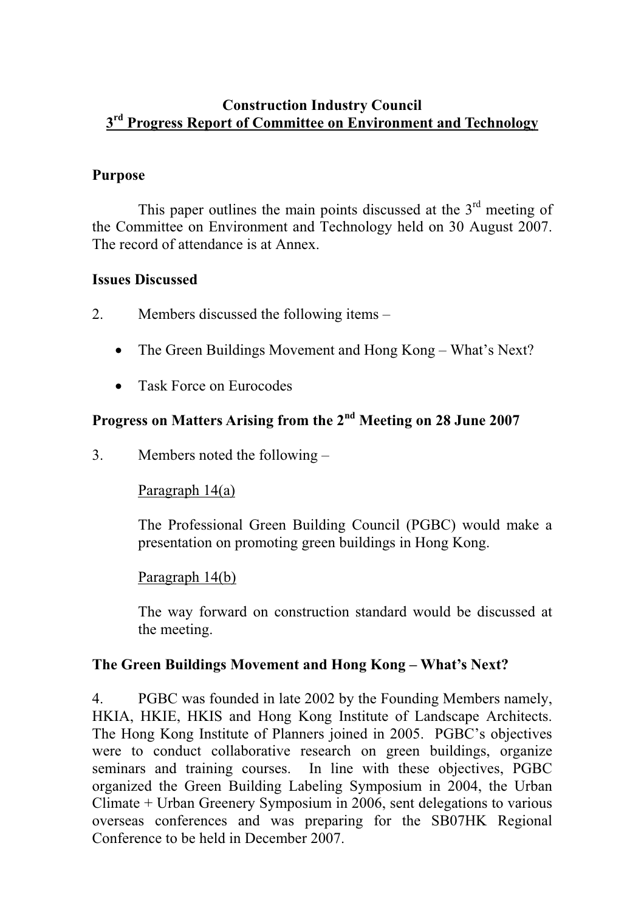# Construction Industry Council
## 3rd Progress Report of Committee on Environment and Technology

### Purpose

This paper outlines the main points discussed at the 3rd meeting of the Committee on Environment and Technology held on 30 August 2007. The record of attendance is at Annex.

### Issues Discussed

2. Members discussed the following items –

- The Green Buildings Movement and Hong Kong – What's Next?
- Task Force on Eurocodes

### Progress on Matters Arising from the 2nd Meeting on 28 June 2007

3. Members noted the following –

Paragraph 14(a)

The Professional Green Building Council (PGBC) would make a presentation on promoting green buildings in Hong Kong.

Paragraph 14(b)

The way forward on construction standard would be discussed at the meeting.

### The Green Buildings Movement and Hong Kong – What's Next?

4. PGBC was founded in late 2002 by the Founding Members namely, HKIA, HKIE, HKIS and Hong Kong Institute of Landscape Architects. The Hong Kong Institute of Planners joined in 2005. PGBC's objectives were to conduct collaborative research on green buildings, organize seminars and training courses. In line with these objectives, PGBC organized the Green Building Labeling Symposium in 2004, the Urban Climate + Urban Greenery Symposium in 2006, sent delegations to various overseas conferences and was preparing for the SB07HK Regional Conference to be held in December 2007.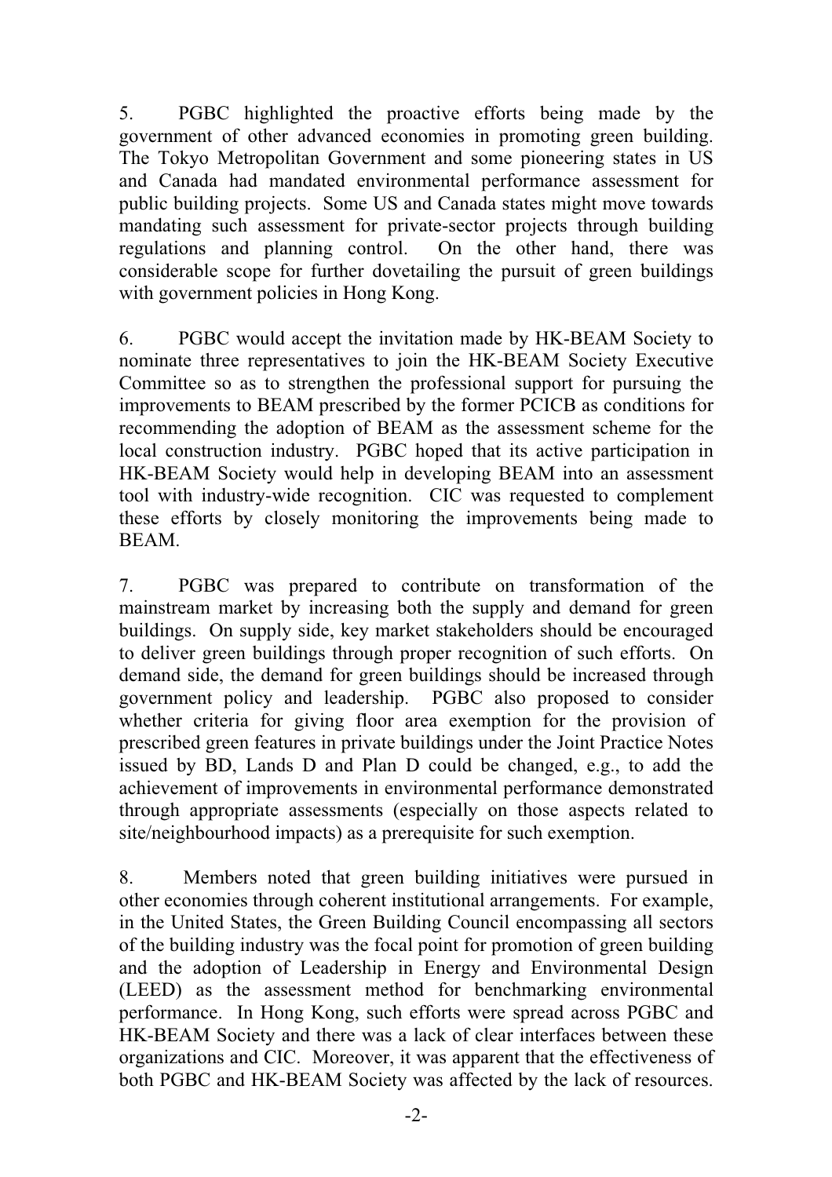5. PGBC highlighted the proactive efforts being made by the government of other advanced economies in promoting green building. The Tokyo Metropolitan Government and some pioneering states in US and Canada had mandated environmental performance assessment for public building projects. Some US and Canada states might move towards mandating such assessment for private-sector projects through building regulations and planning control. On the other hand, there was considerable scope for further dovetailing the pursuit of green buildings with government policies in Hong Kong.

6. PGBC would accept the invitation made by HK-BEAM Society to nominate three representatives to join the HK-BEAM Society Executive Committee so as to strengthen the professional support for pursuing the improvements to BEAM prescribed by the former PCICB as conditions for recommending the adoption of BEAM as the assessment scheme for the local construction industry. PGBC hoped that its active participation in HK-BEAM Society would help in developing BEAM into an assessment tool with industry-wide recognition. CIC was requested to complement these efforts by closely monitoring the improvements being made to BEAM.

7. PGBC was prepared to contribute on transformation of the mainstream market by increasing both the supply and demand for green buildings. On supply side, key market stakeholders should be encouraged to deliver green buildings through proper recognition of such efforts. On demand side, the demand for green buildings should be increased through government policy and leadership. PGBC also proposed to consider whether criteria for giving floor area exemption for the provision of prescribed green features in private buildings under the Joint Practice Notes issued by BD, Lands D and Plan D could be changed, e.g., to add the achievement of improvements in environmental performance demonstrated through appropriate assessments (especially on those aspects related to site/neighbourhood impacts) as a prerequisite for such exemption.

8. Members noted that green building initiatives were pursued in other economies through coherent institutional arrangements. For example, in the United States, the Green Building Council encompassing all sectors of the building industry was the focal point for promotion of green building and the adoption of Leadership in Energy and Environmental Design (LEED) as the assessment method for benchmarking environmental performance. In Hong Kong, such efforts were spread across PGBC and HK-BEAM Society and there was a lack of clear interfaces between these organizations and CIC. Moreover, it was apparent that the effectiveness of both PGBC and HK-BEAM Society was affected by the lack of resources.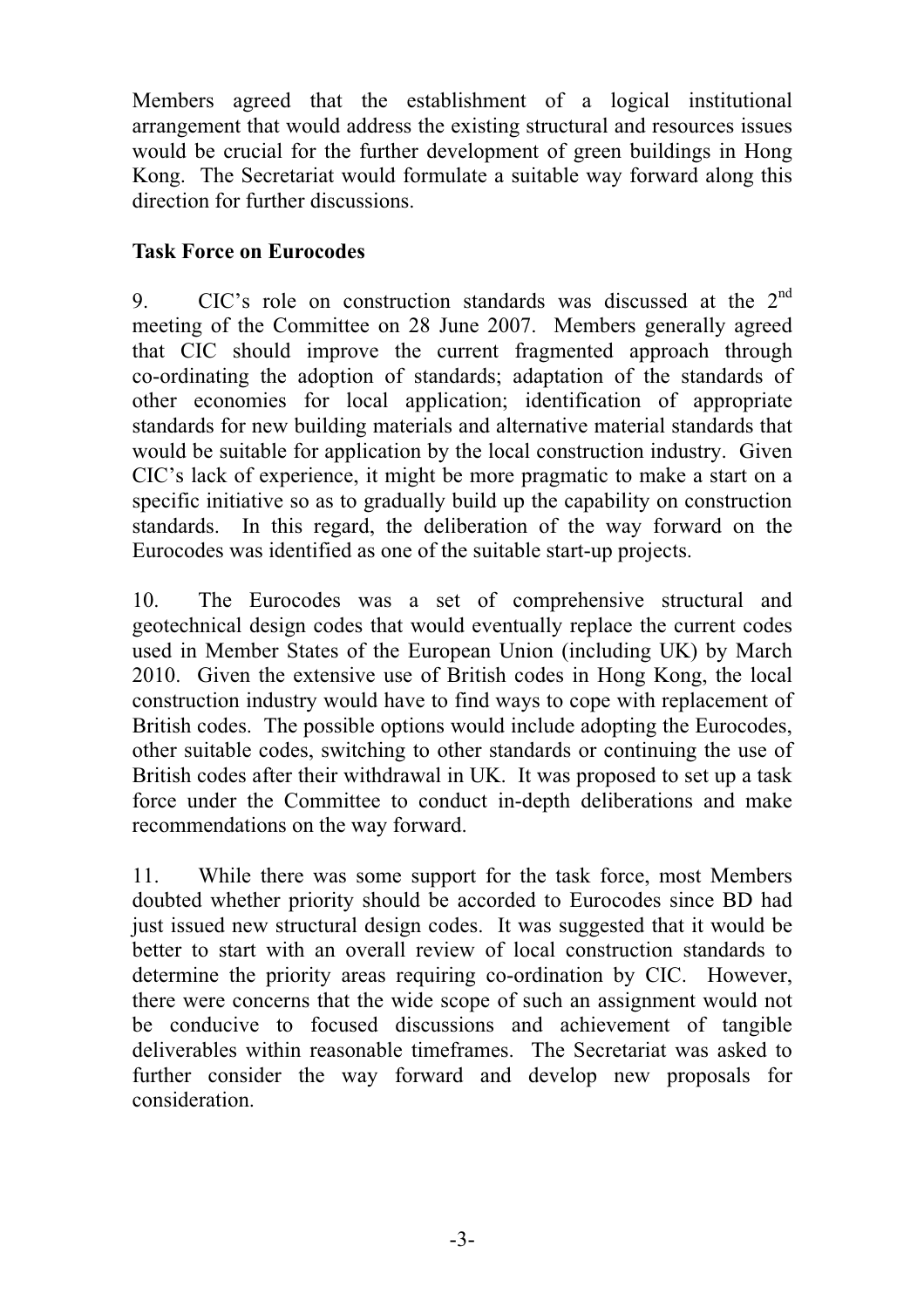Members agreed that the establishment of a logical institutional arrangement that would address the existing structural and resources issues would be crucial for the further development of green buildings in Hong Kong. The Secretariat would formulate a suitable way forward along this direction for further discussions.

**Task Force on Eurocodes**

9. CIC's role on construction standards was discussed at the 2nd meeting of the Committee on 28 June 2007. Members generally agreed that CIC should improve the current fragmented approach through co-ordinating the adoption of standards; adaptation of the standards of other economies for local application; identification of appropriate standards for new building materials and alternative material standards that would be suitable for application by the local construction industry. Given CIC's lack of experience, it might be more pragmatic to make a start on a specific initiative so as to gradually build up the capability on construction standards. In this regard, the deliberation of the way forward on the Eurocodes was identified as one of the suitable start-up projects.

10. The Eurocodes was a set of comprehensive structural and geotechnical design codes that would eventually replace the current codes used in Member States of the European Union (including UK) by March 2010. Given the extensive use of British codes in Hong Kong, the local construction industry would have to find ways to cope with replacement of British codes. The possible options would include adopting the Eurocodes, other suitable codes, switching to other standards or continuing the use of British codes after their withdrawal in UK. It was proposed to set up a task force under the Committee to conduct in-depth deliberations and make recommendations on the way forward.

11. While there was some support for the task force, most Members doubted whether priority should be accorded to Eurocodes since BD had just issued new structural design codes. It was suggested that it would be better to start with an overall review of local construction standards to determine the priority areas requiring co-ordination by CIC. However, there were concerns that the wide scope of such an assignment would not be conducive to focused discussions and achievement of tangible deliverables within reasonable timeframes. The Secretariat was asked to further consider the way forward and develop new proposals for consideration.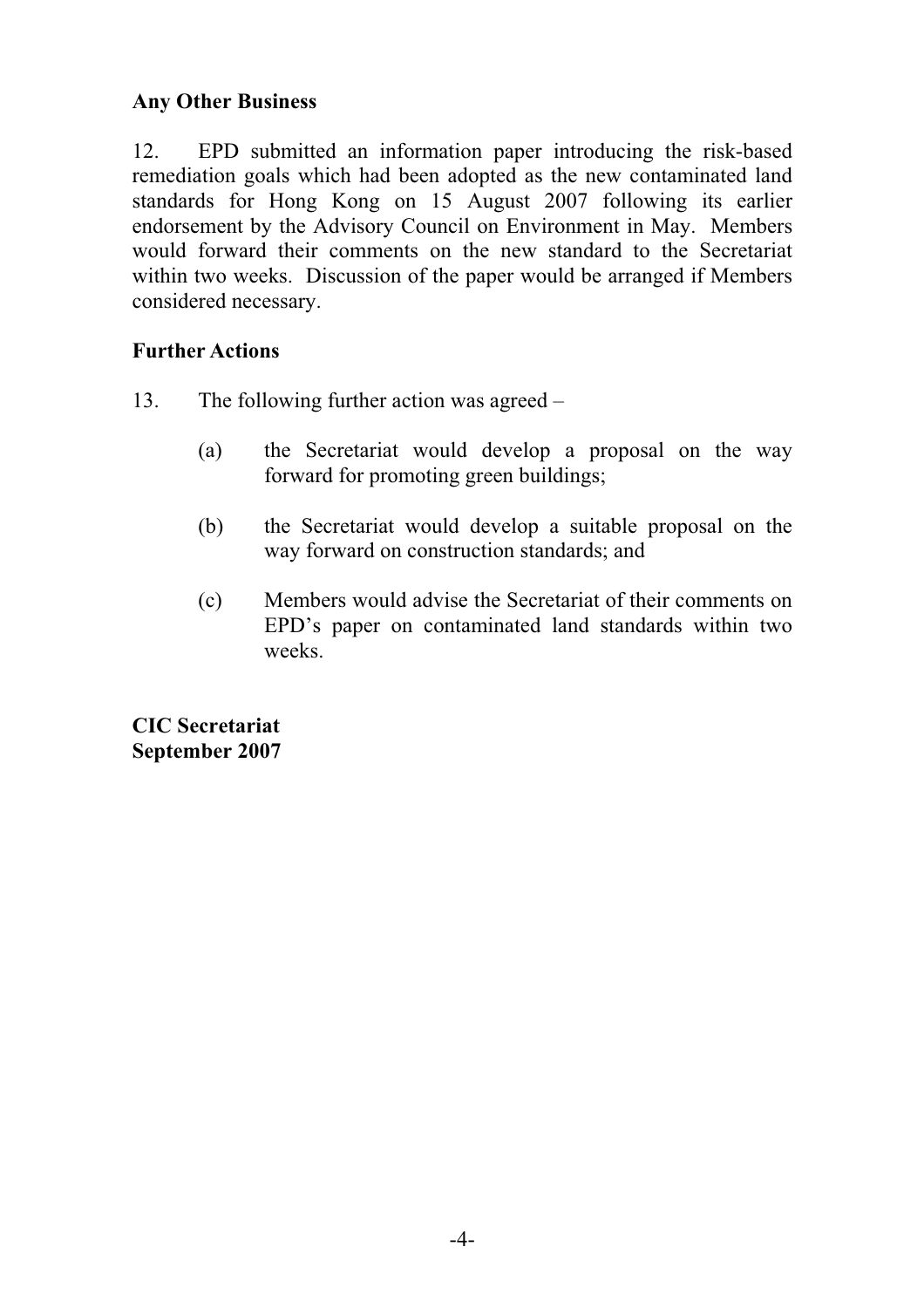**Any Other Business**

12. EPD submitted an information paper introducing the risk-based remediation goals which had been adopted as the new contaminated land standards for Hong Kong on 15 August 2007 following its earlier endorsement by the Advisory Council on Environment in May. Members would forward their comments on the new standard to the Secretariat within two weeks. Discussion of the paper would be arranged if Members considered necessary.

**Further Actions**

13. The following further action was agreed –

(a) the Secretariat would develop a proposal on the way forward for promoting green buildings;

(b) the Secretariat would develop a suitable proposal on the way forward on construction standards; and

(c) Members would advise the Secretariat of their comments on EPD's paper on contaminated land standards within two weeks.

**CIC Secretariat**
**September 2007**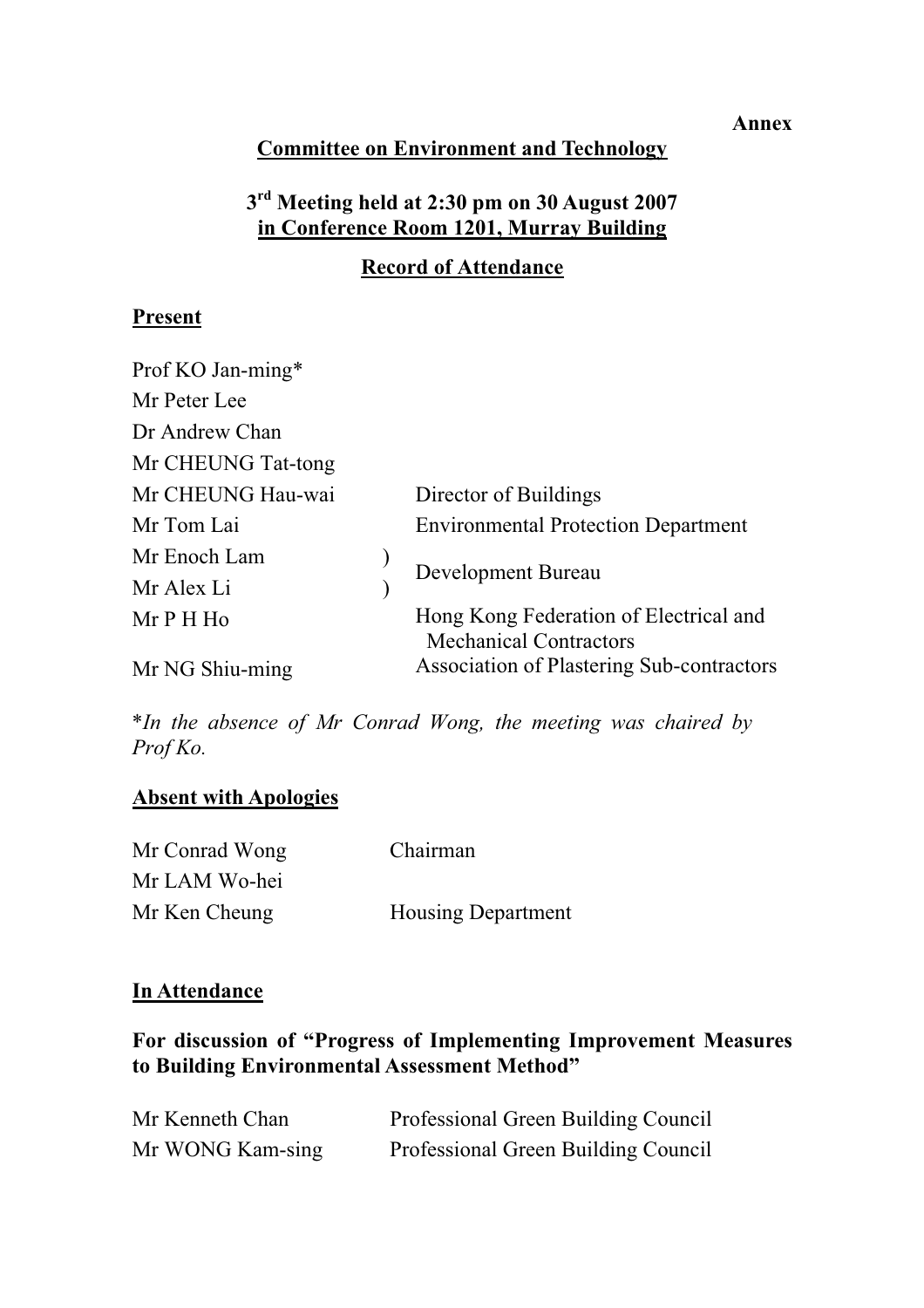**Annex**

**Committee on Environment and Technology**

**3rd Meeting held at 2:30 pm on 30 August 2007**
**in Conference Room 1201, Murray Building**

**Record of Attendance**

**Present**

| | |
|---|---|
| Prof KO Jan-ming* | |
| Mr Peter Lee | |
| Dr Andrew Chan | |
| Mr CHEUNG Tat-tong | |
| Mr CHEUNG Hau-wai | Director of Buildings |
| Mr Tom Lai | Environmental Protection Department |
| Mr Enoch Lam ) | Development Bureau |
| Mr Alex Li ) | Development Bureau |
| Mr P H Ho | Hong Kong Federation of Electrical and Mechanical Contractors |
| Mr NG Shiu-ming | Association of Plastering Sub-contractors |

**In the absence of Mr Conrad Wong, the meeting was chaired by Prof Ko.*

**Absent with Apologies**

| | |
|---|---|
| Mr Conrad Wong | Chairman |
| Mr LAM Wo-hei | |
| Mr Ken Cheung | Housing Department |

**In Attendance**

**For discussion of "Progress of Implementing Improvement Measures to Building Environmental Assessment Method"**

| | |
|---|---|
| Mr Kenneth Chan | Professional Green Building Council |
| Mr WONG Kam-sing | Professional Green Building Council |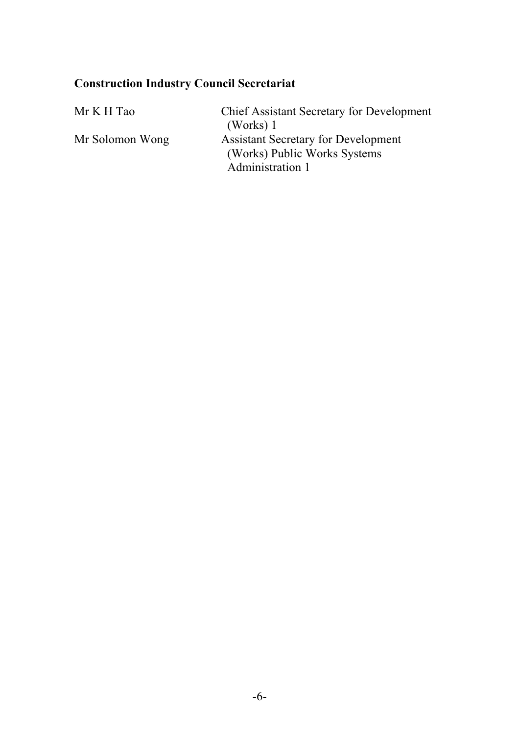**Construction Industry Council Secretariat**

| | |
|---|---|
| Mr K H Tao | Chief Assistant Secretary for Development (Works) 1 |
| Mr Solomon Wong | Assistant Secretary for Development (Works) Public Works Systems Administration 1 |